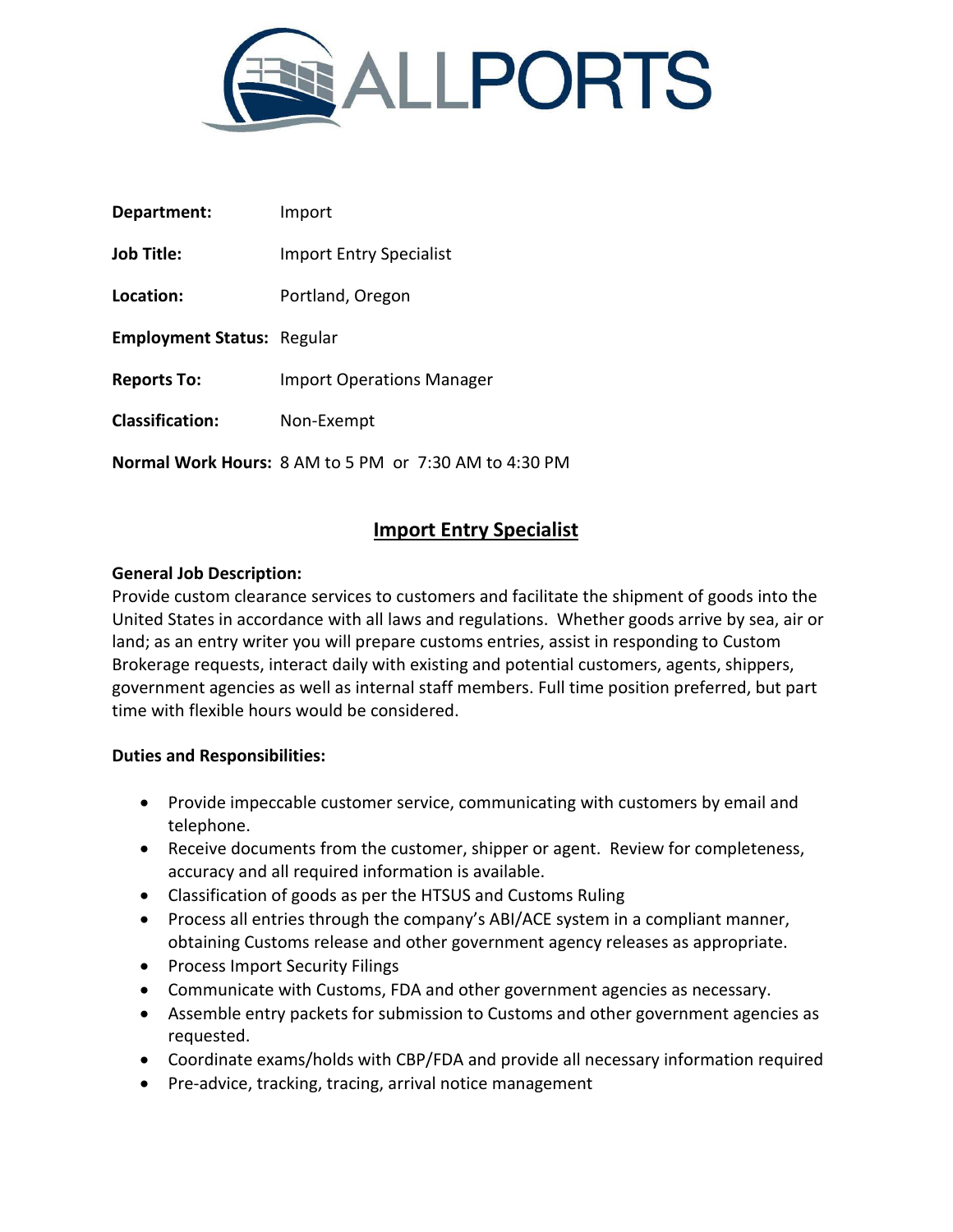ALLPORTS

**Department:** Import

**Job Title:** Import Entry Specialist

**Location:** Portland, Oregon

**Employment Status:** Regular

**Reports To:** Import Operations Manager

**Classification:** Non-Exempt

**Normal Work Hours:** 8 AM to 5 PM or 7:30 AM to 4:30 PM

## Import Entry Specialist

**General Job Description:**
Provide custom clearance services to customers and facilitate the shipment of goods into the United States in accordance with all laws and regulations. Whether goods arrive by sea, air or land; as an entry writer you will prepare customs entries, assist in responding to Custom Brokerage requests, interact daily with existing and potential customers, agents, shippers, government agencies as well as internal staff members. Full time position preferred, but part time with flexible hours would be considered.

**Duties and Responsibilities:**

- Provide impeccable customer service, communicating with customers by email and telephone.
- Receive documents from the customer, shipper or agent. Review for completeness, accuracy and all required information is available.
- Classification of goods as per the HTSUS and Customs Ruling
- Process all entries through the company's ABI/ACE system in a compliant manner, obtaining Customs release and other government agency releases as appropriate.
- Process Import Security Filings
- Communicate with Customs, FDA and other government agencies as necessary.
- Assemble entry packets for submission to Customs and other government agencies as requested.
- Coordinate exams/holds with CBP/FDA and provide all necessary information required
- Pre-advice, tracking, tracing, arrival notice management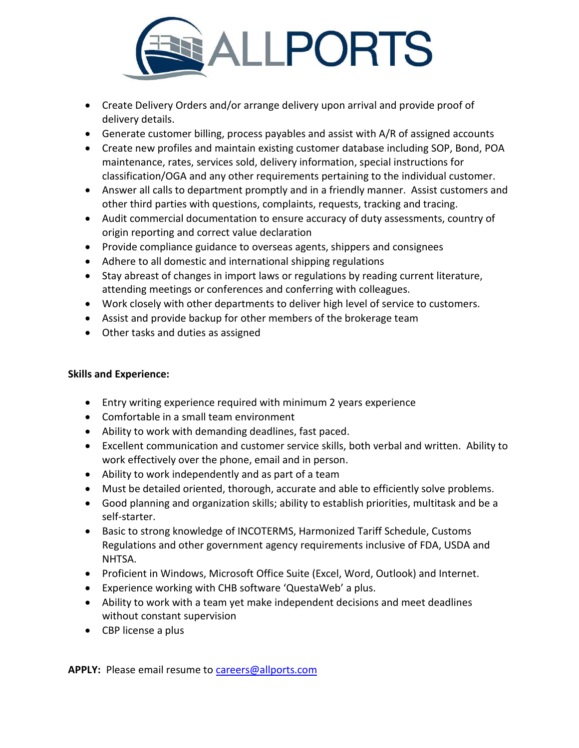- Create Delivery Orders and/or arrange delivery upon arrival and provide proof of delivery details.
- Generate customer billing, process payables and assist with A/R of assigned accounts
- Create new profiles and maintain existing customer database including SOP, Bond, POA maintenance, rates, services sold, delivery information, special instructions for classification/OGA and any other requirements pertaining to the individual customer.
- Answer all calls to department promptly and in a friendly manner. Assist customers and other third parties with questions, complaints, requests, tracking and tracing.
- Audit commercial documentation to ensure accuracy of duty assessments, country of origin reporting and correct value declaration
- Provide compliance guidance to overseas agents, shippers and consignees
- Adhere to all domestic and international shipping regulations
- Stay abreast of changes in import laws or regulations by reading current literature, attending meetings or conferences and conferring with colleagues.
- Work closely with other departments to deliver high level of service to customers.
- Assist and provide backup for other members of the brokerage team
- Other tasks and duties as assigned

**Skills and Experience:**

- Entry writing experience required with minimum 2 years experience
- Comfortable in a small team environment
- Ability to work with demanding deadlines, fast paced.
- Excellent communication and customer service skills, both verbal and written. Ability to work effectively over the phone, email and in person.
- Ability to work independently and as part of a team
- Must be detailed oriented, thorough, accurate and able to efficiently solve problems.
- Good planning and organization skills; ability to establish priorities, multitask and be a self-starter.
- Basic to strong knowledge of INCOTERMS, Harmonized Tariff Schedule, Customs Regulations and other government agency requirements inclusive of FDA, USDA and NHTSA.
- Proficient in Windows, Microsoft Office Suite (Excel, Word, Outlook) and Internet.
- Experience working with CHB software 'QuestaWeb' a plus.
- Ability to work with a team yet make independent decisions and meet deadlines without constant supervision
- CBP license a plus

**APPLY:** Please email resume to careers@allports.com